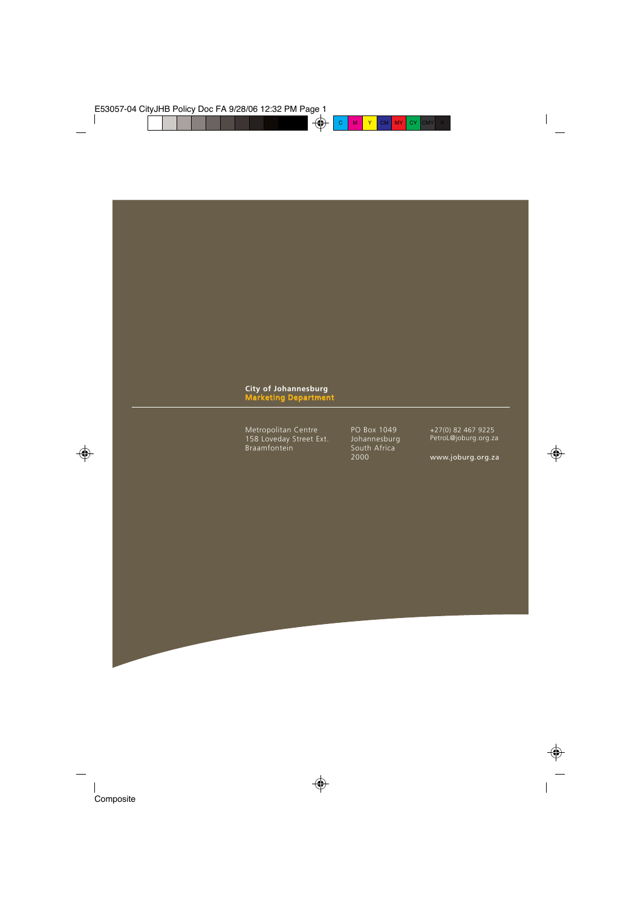**City of Johannesburg**
**Marketing Department**

---

Metropolitan Centre
158 Loveday Street Ext.
Braamfontein

PO Box 1049
Johannesburg
South Africa
2000

+27(0) 82 467 9225
PetroL@joburg.org.za

www.joburg.org.za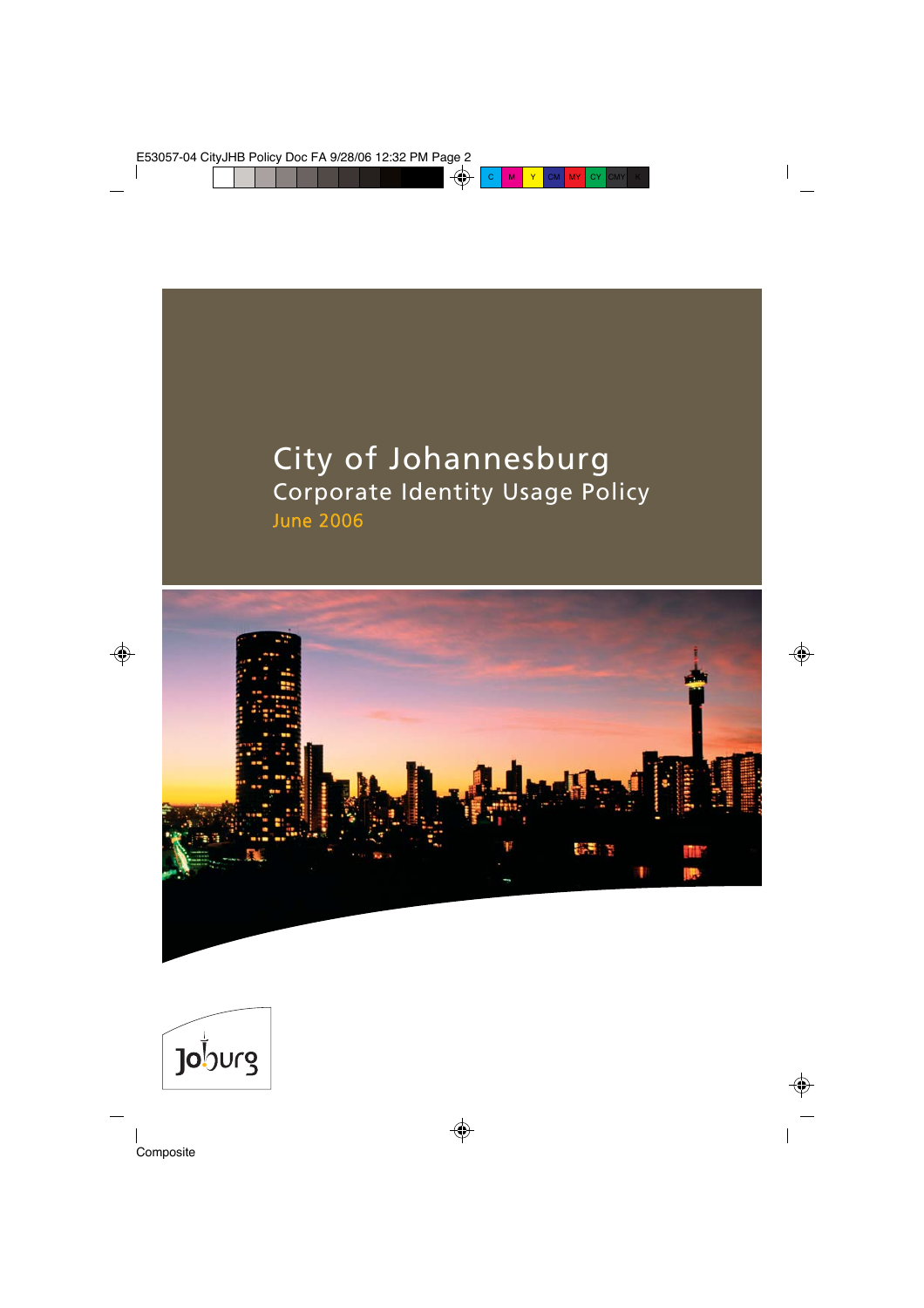# City of Johannesburg

## Corporate Identity Usage Policy

June 2006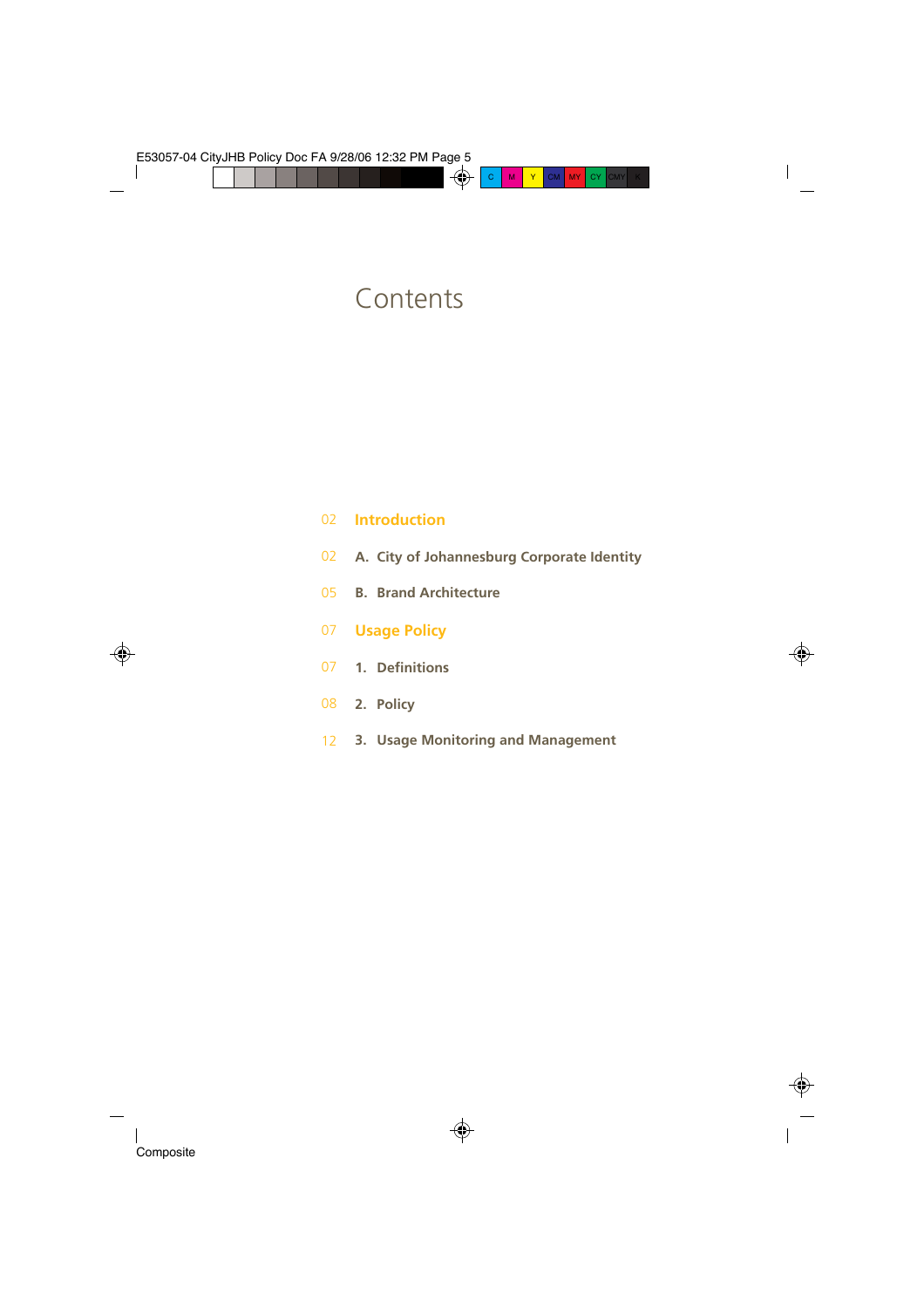# Contents

02 **Introduction**

02 **A. City of Johannesburg Corporate Identity**

05 **B. Brand Architecture**

07 **Usage Policy**

07 **1. Definitions**

08 **2. Policy**

12 **3. Usage Monitoring and Management**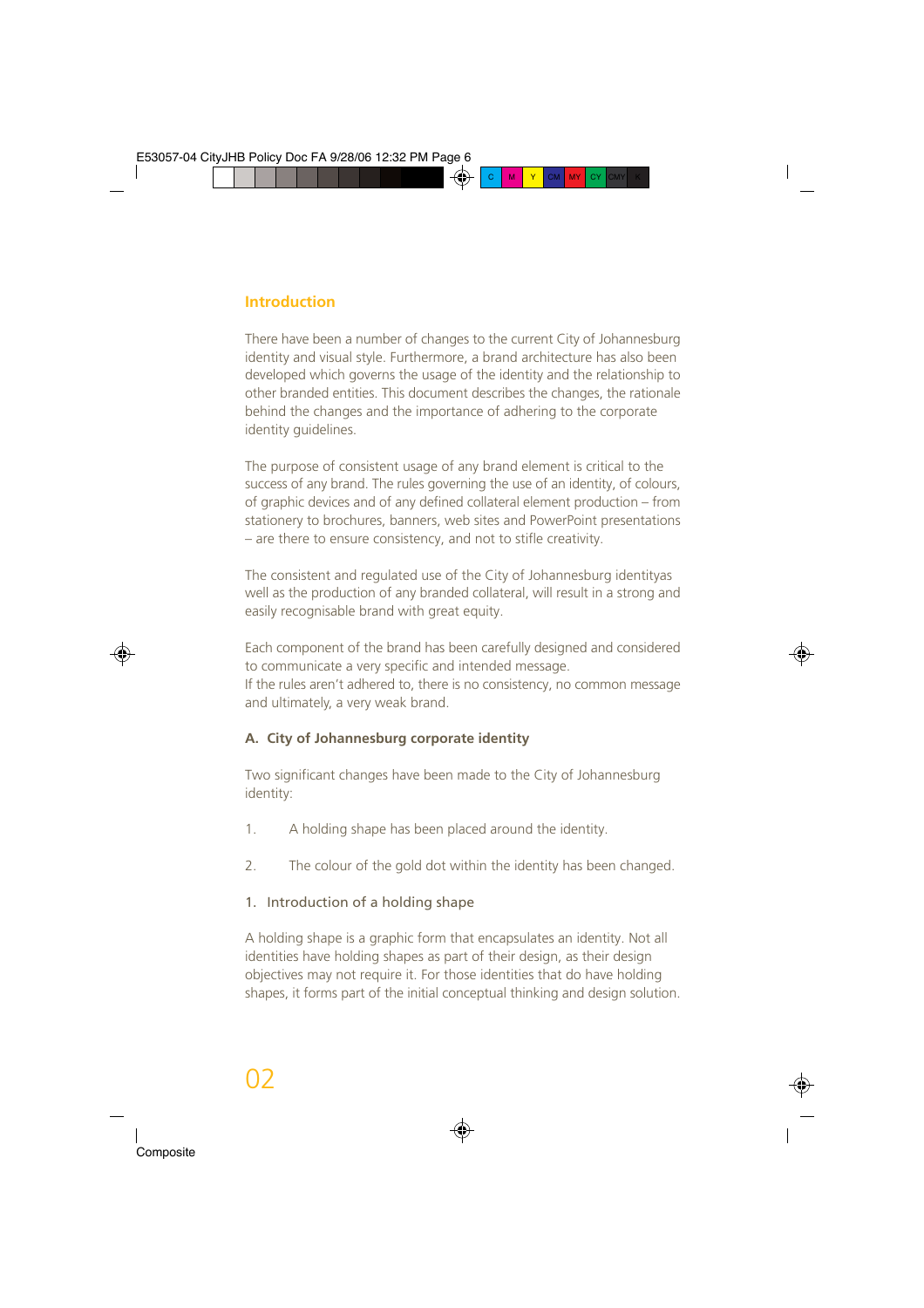## Introduction

There have been a number of changes to the current City of Johannesburg identity and visual style. Furthermore, a brand architecture has also been developed which governs the usage of the identity and the relationship to other branded entities. This document describes the changes, the rationale behind the changes and the importance of adhering to the corporate identity guidelines.

The purpose of consistent usage of any brand element is critical to the success of any brand. The rules governing the use of an identity, of colours, of graphic devices and of any defined collateral element production – from stationery to brochures, banners, web sites and PowerPoint presentations – are there to ensure consistency, and not to stifle creativity.

The consistent and regulated use of the City of Johannesburg identityas well as the production of any branded collateral, will result in a strong and easily recognisable brand with great equity.

Each component of the brand has been carefully designed and considered to communicate a very specific and intended message.
If the rules aren't adhered to, there is no consistency, no common message and ultimately, a very weak brand.

### A. City of Johannesburg corporate identity

Two significant changes have been made to the City of Johannesburg identity:

1. A holding shape has been placed around the identity.

2. The colour of the gold dot within the identity has been changed.

### 1. Introduction of a holding shape

A holding shape is a graphic form that encapsulates an identity. Not all identities have holding shapes as part of their design, as their design objectives may not require it. For those identities that do have holding shapes, it forms part of the initial conceptual thinking and design solution.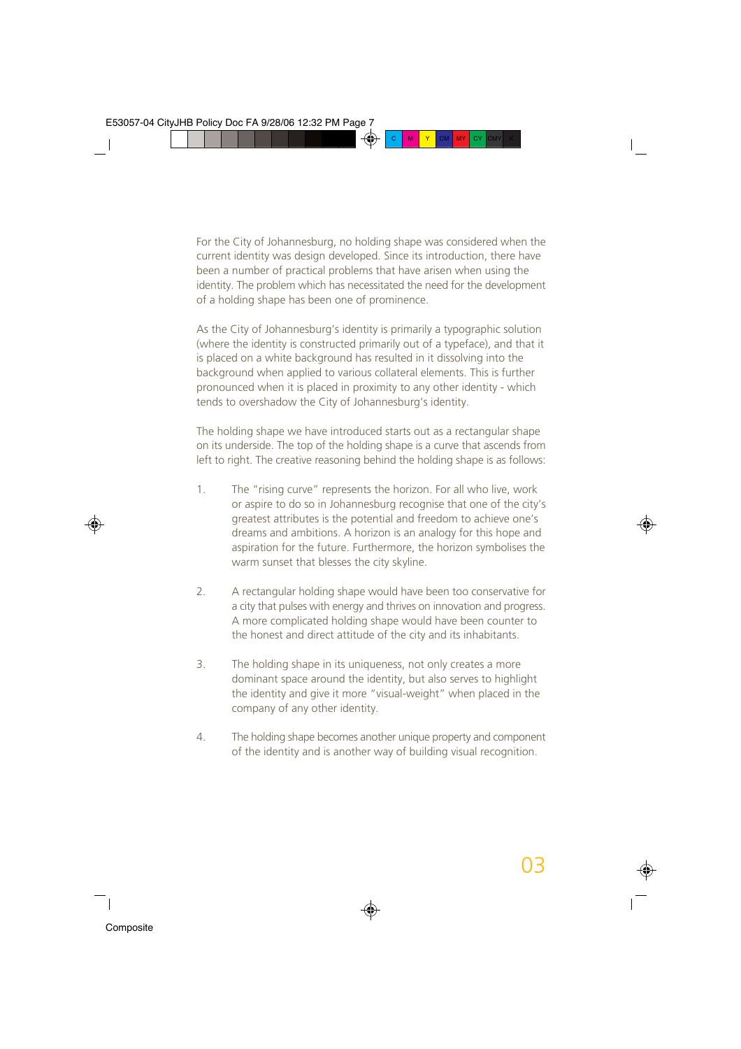For the City of Johannesburg, no holding shape was considered when the current identity was design developed. Since its introduction, there have been a number of practical problems that have arisen when using the identity. The problem which has necessitated the need for the development of a holding shape has been one of prominence.

As the City of Johannesburg's identity is primarily a typographic solution (where the identity is constructed primarily out of a typeface), and that it is placed on a white background has resulted in it dissolving into the background when applied to various collateral elements. This is further pronounced when it is placed in proximity to any other identity - which tends to overshadow the City of Johannesburg's identity.

The holding shape we have introduced starts out as a rectangular shape on its underside. The top of the holding shape is a curve that ascends from left to right. The creative reasoning behind the holding shape is as follows:

1. The "rising curve" represents the horizon. For all who live, work or aspire to do so in Johannesburg recognise that one of the city's greatest attributes is the potential and freedom to achieve one's dreams and ambitions. A horizon is an analogy for this hope and aspiration for the future. Furthermore, the horizon symbolises the warm sunset that blesses the city skyline.

2. A rectangular holding shape would have been too conservative for a city that pulses with energy and thrives on innovation and progress. A more complicated holding shape would have been counter to the honest and direct attitude of the city and its inhabitants.

3. The holding shape in its uniqueness, not only creates a more dominant space around the identity, but also serves to highlight the identity and give it more "visual-weight" when placed in the company of any other identity.

4. The holding shape becomes another unique property and component of the identity and is another way of building visual recognition.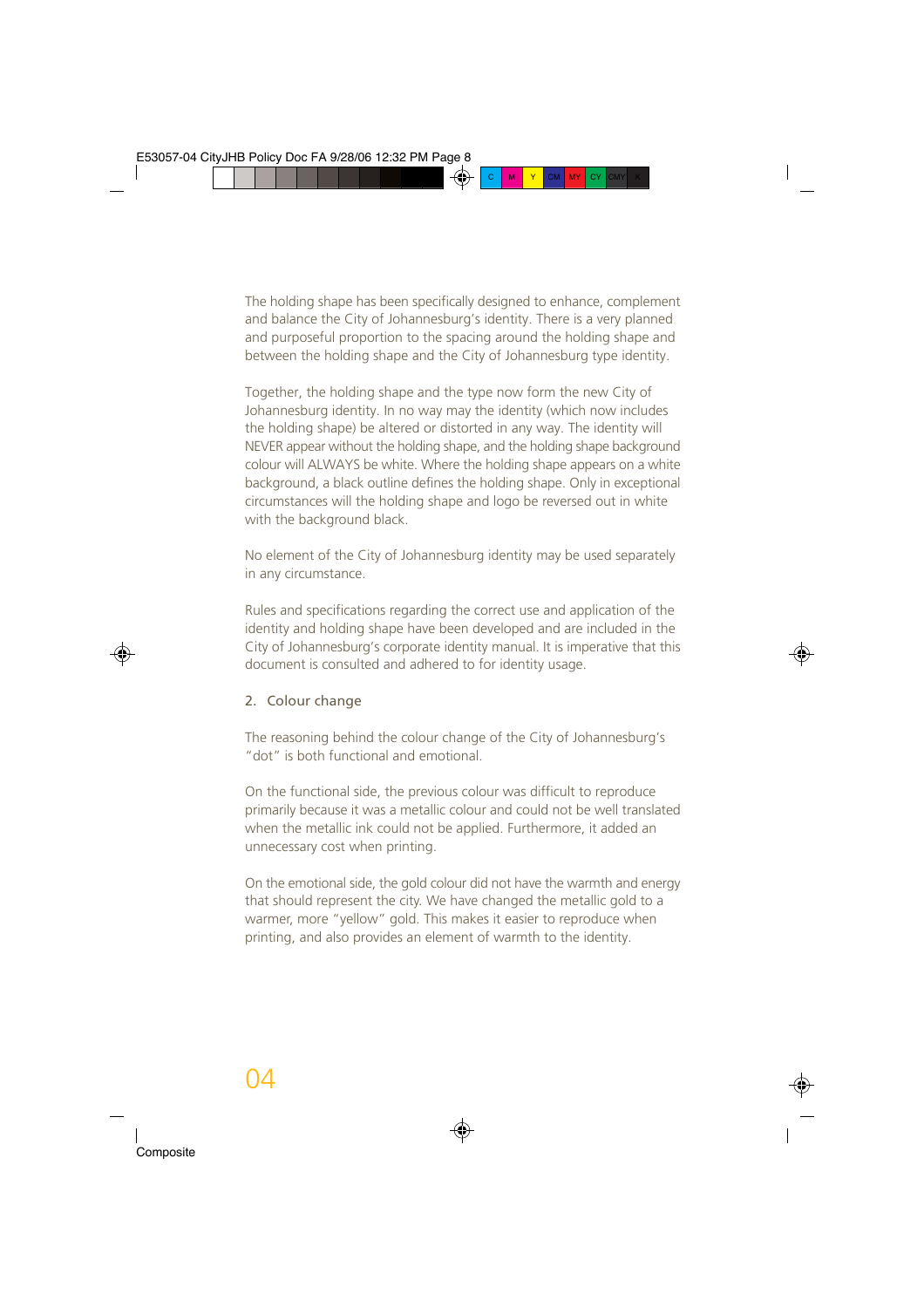The holding shape has been specifically designed to enhance, complement and balance the City of Johannesburg's identity. There is a very planned and purposeful proportion to the spacing around the holding shape and between the holding shape and the City of Johannesburg type identity.

Together, the holding shape and the type now form the new City of Johannesburg identity. In no way may the identity (which now includes the holding shape) be altered or distorted in any way. The identity will NEVER appear without the holding shape, and the holding shape background colour will ALWAYS be white. Where the holding shape appears on a white background, a black outline defines the holding shape. Only in exceptional circumstances will the holding shape and logo be reversed out in white with the background black.

No element of the City of Johannesburg identity may be used separately in any circumstance.

Rules and specifications regarding the correct use and application of the identity and holding shape have been developed and are included in the City of Johannesburg's corporate identity manual. It is imperative that this document is consulted and adhered to for identity usage.

## 2. Colour change

The reasoning behind the colour change of the City of Johannesburg's "dot" is both functional and emotional.

On the functional side, the previous colour was difficult to reproduce primarily because it was a metallic colour and could not be well translated when the metallic ink could not be applied. Furthermore, it added an unnecessary cost when printing.

On the emotional side, the gold colour did not have the warmth and energy that should represent the city. We have changed the metallic gold to a warmer, more "yellow" gold. This makes it easier to reproduce when printing, and also provides an element of warmth to the identity.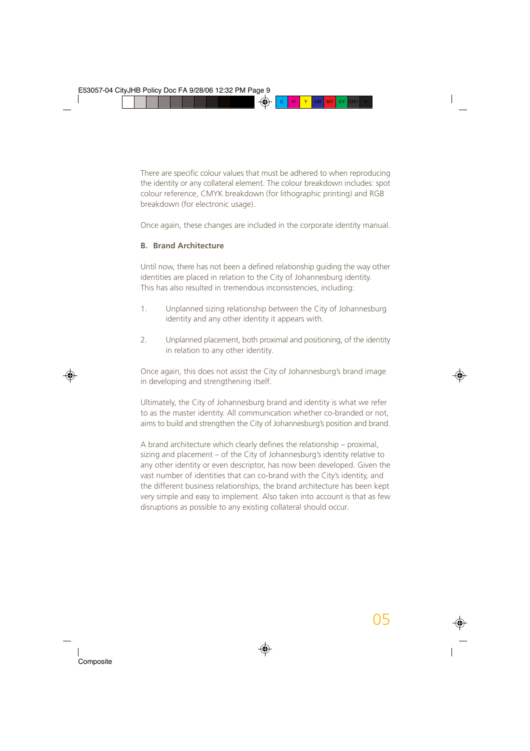There are specific colour values that must be adhered to when reproducing the identity or any collateral element. The colour breakdown includes: spot colour reference, CMYK breakdown (for lithographic printing) and RGB breakdown (for electronic usage).

Once again, these changes are included in the corporate identity manual.

**B. Brand Architecture**

Until now, there has not been a defined relationship guiding the way other identities are placed in relation to the City of Johannesburg identity. This has also resulted in tremendous inconsistencies, including:

1. Unplanned sizing relationship between the City of Johannesburg identity and any other identity it appears with.

2. Unplanned placement, both proximal and positioning, of the identity in relation to any other identity.

Once again, this does not assist the City of Johannesburg's brand image in developing and strengthening itself.

Ultimately, the City of Johannesburg brand and identity is what we refer to as the master identity. All communication whether co-branded or not, aims to build and strengthen the City of Johannesburg's position and brand.

A brand architecture which clearly defines the relationship – proximal, sizing and placement – of the City of Johannesburg's identity relative to any other identity or even descriptor, has now been developed. Given the vast number of identities that can co-brand with the City's identity, and the different business relationships, the brand architecture has been kept very simple and easy to implement. Also taken into account is that as few disruptions as possible to any existing collateral should occur.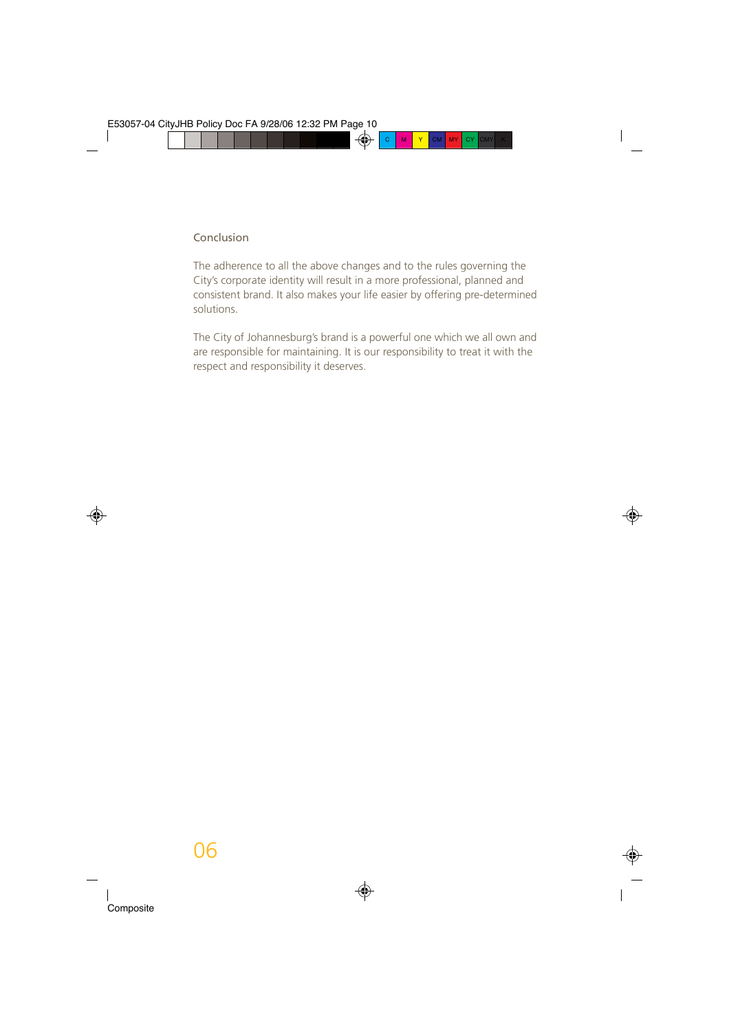## Conclusion

The adherence to all the above changes and to the rules governing the City's corporate identity will result in a more professional, planned and consistent brand. It also makes your life easier by offering pre-determined solutions.

The City of Johannesburg's brand is a powerful one which we all own and are responsible for maintaining. It is our responsibility to treat it with the respect and responsibility it deserves.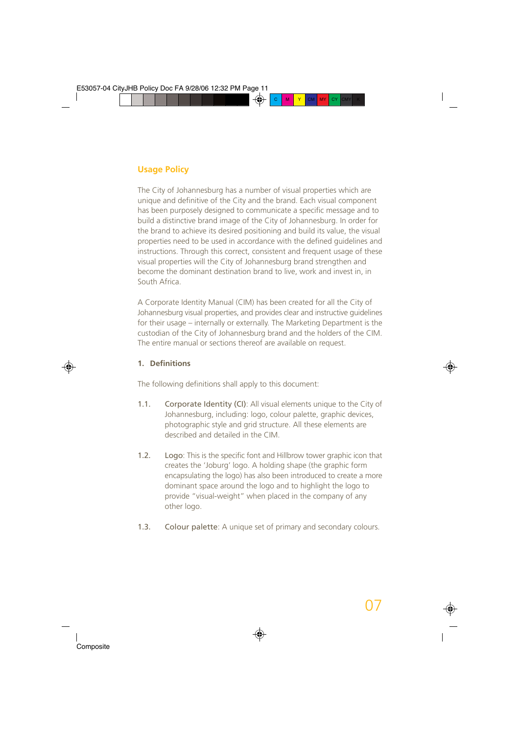## Usage Policy

The City of Johannesburg has a number of visual properties which are unique and definitive of the City and the brand. Each visual component has been purposely designed to communicate a specific message and to build a distinctive brand image of the City of Johannesburg. In order for the brand to achieve its desired positioning and build its value, the visual properties need to be used in accordance with the defined guidelines and instructions. Through this correct, consistent and frequent usage of these visual properties will the City of Johannesburg brand strengthen and become the dominant destination brand to live, work and invest in, in South Africa.

A Corporate Identity Manual (CIM) has been created for all the City of Johannesburg visual properties, and provides clear and instructive guidelines for their usage – internally or externally. The Marketing Department is the custodian of the City of Johannesburg brand and the holders of the CIM. The entire manual or sections thereof are available on request.

### 1. Definitions

The following definitions shall apply to this document:

1.1. Corporate Identity (CI): All visual elements unique to the City of Johannesburg, including: logo, colour palette, graphic devices, photographic style and grid structure. All these elements are described and detailed in the CIM.

1.2. Logo: This is the specific font and Hillbrow tower graphic icon that creates the 'Joburg' logo. A holding shape (the graphic form encapsulating the logo) has also been introduced to create a more dominant space around the logo and to highlight the logo to provide "visual-weight" when placed in the company of any other logo.

1.3. Colour palette: A unique set of primary and secondary colours.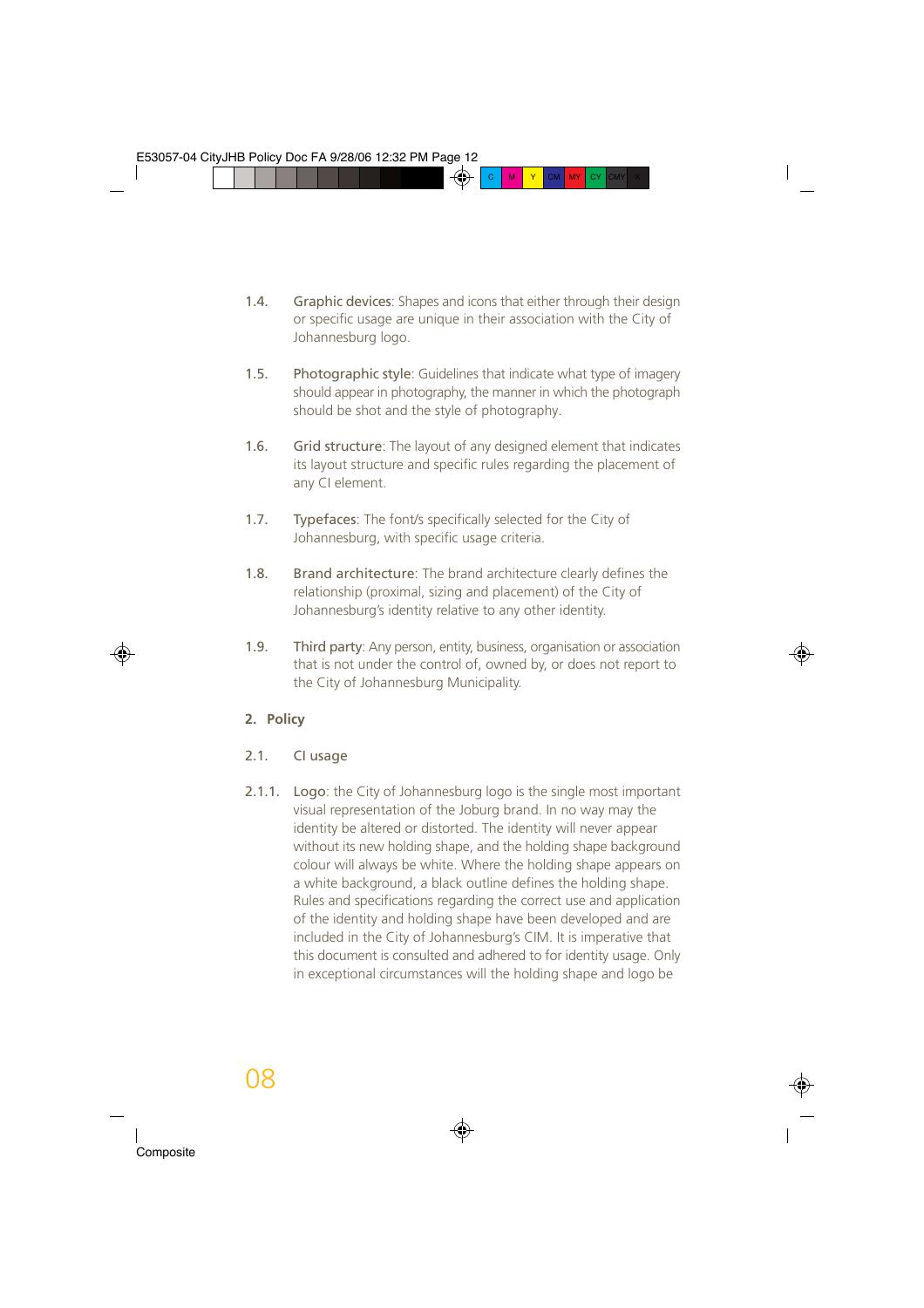1.4. **Graphic devices**: Shapes and icons that either through their design or specific usage are unique in their association with the City of Johannesburg logo.

1.5. **Photographic style**: Guidelines that indicate what type of imagery should appear in photography, the manner in which the photograph should be shot and the style of photography.

1.6. **Grid structure**: The layout of any designed element that indicates its layout structure and specific rules regarding the placement of any CI element.

1.7. **Typefaces**: The font/s specifically selected for the City of Johannesburg, with specific usage criteria.

1.8. **Brand architecture**: The brand architecture clearly defines the relationship (proximal, sizing and placement) of the City of Johannesburg's identity relative to any other identity.

1.9. **Third party**: Any person, entity, business, organisation or association that is not under the control of, owned by, or does not report to the City of Johannesburg Municipality.

## 2. Policy

2.1. CI usage

2.1.1. **Logo**: the City of Johannesburg logo is the single most important visual representation of the Joburg brand. In no way may the identity be altered or distorted. The identity will never appear without its new holding shape, and the holding shape background colour will always be white. Where the holding shape appears on a white background, a black outline defines the holding shape. Rules and specifications regarding the correct use and application of the identity and holding shape have been developed and are included in the City of Johannesburg's CIM. It is imperative that this document is consulted and adhered to for identity usage. Only in exceptional circumstances will the holding shape and logo be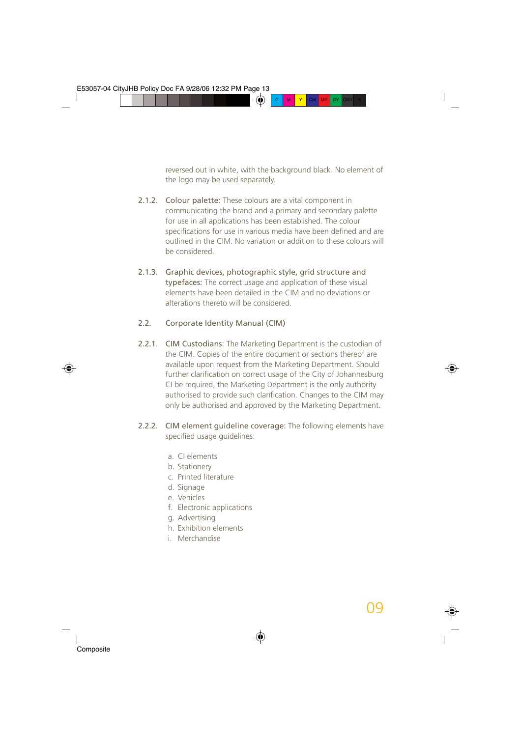reversed out in white, with the background black. No element of the logo may be used separately.

2.1.2. **Colour palette:** These colours are a vital component in communicating the brand and a primary and secondary palette for use in all applications has been established. The colour specifications for use in various media have been defined and are outlined in the CIM. No variation or addition to these colours will be considered.

2.1.3. **Graphic devices, photographic style, grid structure and typefaces:** The correct usage and application of these visual elements have been detailed in the CIM and no deviations or alterations thereto will be considered.

## 2.2. Corporate Identity Manual (CIM)

2.2.1. **CIM Custodians**: The Marketing Department is the custodian of the CIM. Copies of the entire document or sections thereof are available upon request from the Marketing Department. Should further clarification on correct usage of the City of Johannesburg CI be required, the Marketing Department is the only authority authorised to provide such clarification. Changes to the CIM may only be authorised and approved by the Marketing Department.

2.2.2. **CIM element guideline coverage:** The following elements have specified usage guidelines:

a. CI elements
b. Stationery
c. Printed literature
d. Signage
e. Vehicles
f. Electronic applications
g. Advertising
h. Exhibition elements
i. Merchandise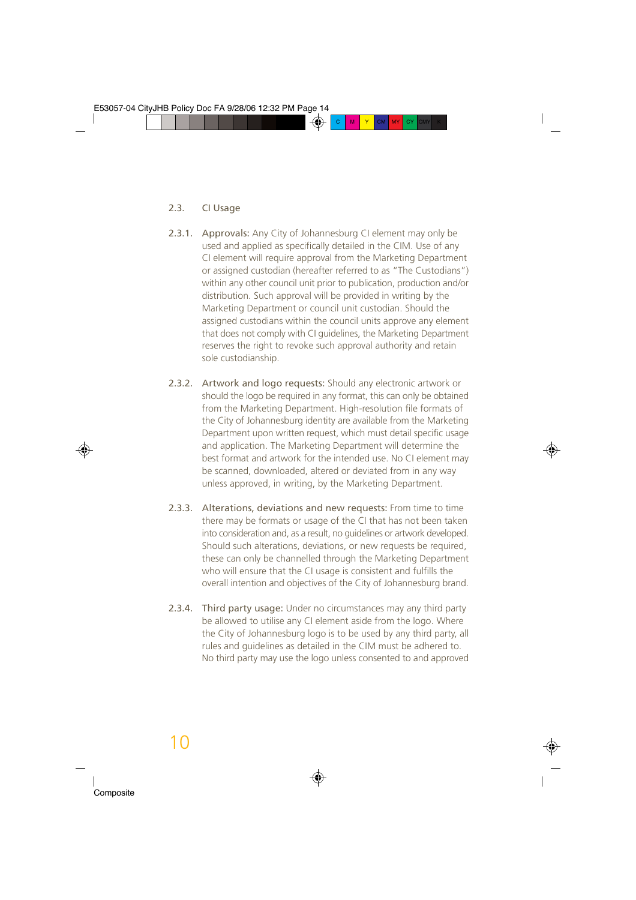## 2.3. CI Usage

2.3.1. **Approvals:** Any City of Johannesburg CI element may only be used and applied as specifically detailed in the CIM. Use of any CI element will require approval from the Marketing Department or assigned custodian (hereafter referred to as "The Custodians") within any other council unit prior to publication, production and/or distribution. Such approval will be provided in writing by the Marketing Department or council unit custodian. Should the assigned custodians within the council units approve any element that does not comply with CI guidelines, the Marketing Department reserves the right to revoke such approval authority and retain sole custodianship.

2.3.2. **Artwork and logo requests:** Should any electronic artwork or should the logo be required in any format, this can only be obtained from the Marketing Department. High-resolution file formats of the City of Johannesburg identity are available from the Marketing Department upon written request, which must detail specific usage and application. The Marketing Department will determine the best format and artwork for the intended use. No CI element may be scanned, downloaded, altered or deviated from in any way unless approved, in writing, by the Marketing Department.

2.3.3. **Alterations, deviations and new requests:** From time to time there may be formats or usage of the CI that has not been taken into consideration and, as a result, no guidelines or artwork developed. Should such alterations, deviations, or new requests be required, these can only be channelled through the Marketing Department who will ensure that the CI usage is consistent and fulfills the overall intention and objectives of the City of Johannesburg brand.

2.3.4. **Third party usage:** Under no circumstances may any third party be allowed to utilise any CI element aside from the logo. Where the City of Johannesburg logo is to be used by any third party, all rules and guidelines as detailed in the CIM must be adhered to. No third party may use the logo unless consented to and approved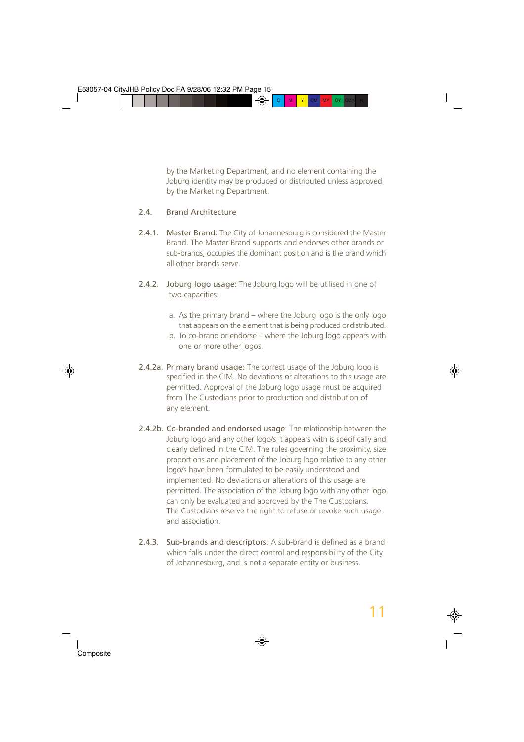by the Marketing Department, and no element containing the Joburg identity may be produced or distributed unless approved by the Marketing Department.

## 2.4. Brand Architecture

2.4.1. **Master Brand:** The City of Johannesburg is considered the Master Brand. The Master Brand supports and endorses other brands or sub-brands, occupies the dominant position and is the brand which all other brands serve.

2.4.2. **Joburg logo usage:** The Joburg logo will be utilised in one of two capacities:

a. As the primary brand – where the Joburg logo is the only logo that appears on the element that is being produced or distributed.
b. To co-brand or endorse – where the Joburg logo appears with one or more other logos.

2.4.2a. **Primary brand usage:** The correct usage of the Joburg logo is specified in the CIM. No deviations or alterations to this usage are permitted. Approval of the Joburg logo usage must be acquired from The Custodians prior to production and distribution of any element.

2.4.2b. **Co-branded and endorsed usage**: The relationship between the Joburg logo and any other logo/s it appears with is specifically and clearly defined in the CIM. The rules governing the proximity, size proportions and placement of the Joburg logo relative to any other logo/s have been formulated to be easily understood and implemented. No deviations or alterations of this usage are permitted. The association of the Joburg logo with any other logo can only be evaluated and approved by the The Custodians. The Custodians reserve the right to refuse or revoke such usage and association.

2.4.3. **Sub-brands and descriptors**: A sub-brand is defined as a brand which falls under the direct control and responsibility of the City of Johannesburg, and is not a separate entity or business.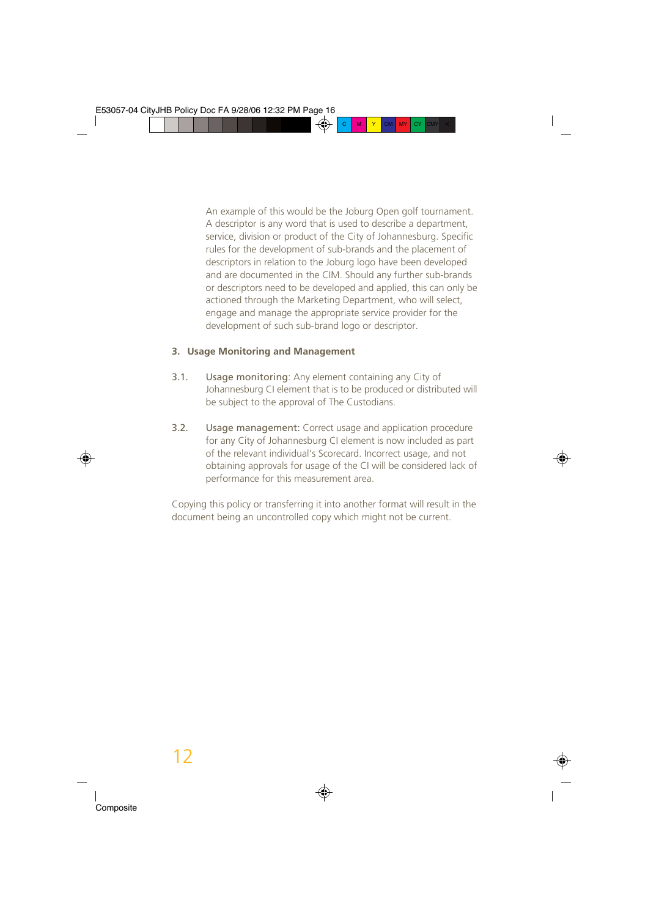An example of this would be the Joburg Open golf tournament. A descriptor is any word that is used to describe a department, service, division or product of the City of Johannesburg. Specific rules for the development of sub-brands and the placement of descriptors in relation to the Joburg logo have been developed and are documented in the CIM. Should any further sub-brands or descriptors need to be developed and applied, this can only be actioned through the Marketing Department, who will select, engage and manage the appropriate service provider for the development of such sub-brand logo or descriptor.

**3. Usage Monitoring and Management**

3.1. Usage monitoring: Any element containing any City of Johannesburg CI element that is to be produced or distributed will be subject to the approval of The Custodians.

3.2. Usage management: Correct usage and application procedure for any City of Johannesburg CI element is now included as part of the relevant individual's Scorecard. Incorrect usage, and not obtaining approvals for usage of the CI will be considered lack of performance for this measurement area.

Copying this policy or transferring it into another format will result in the document being an uncontrolled copy which might not be current.